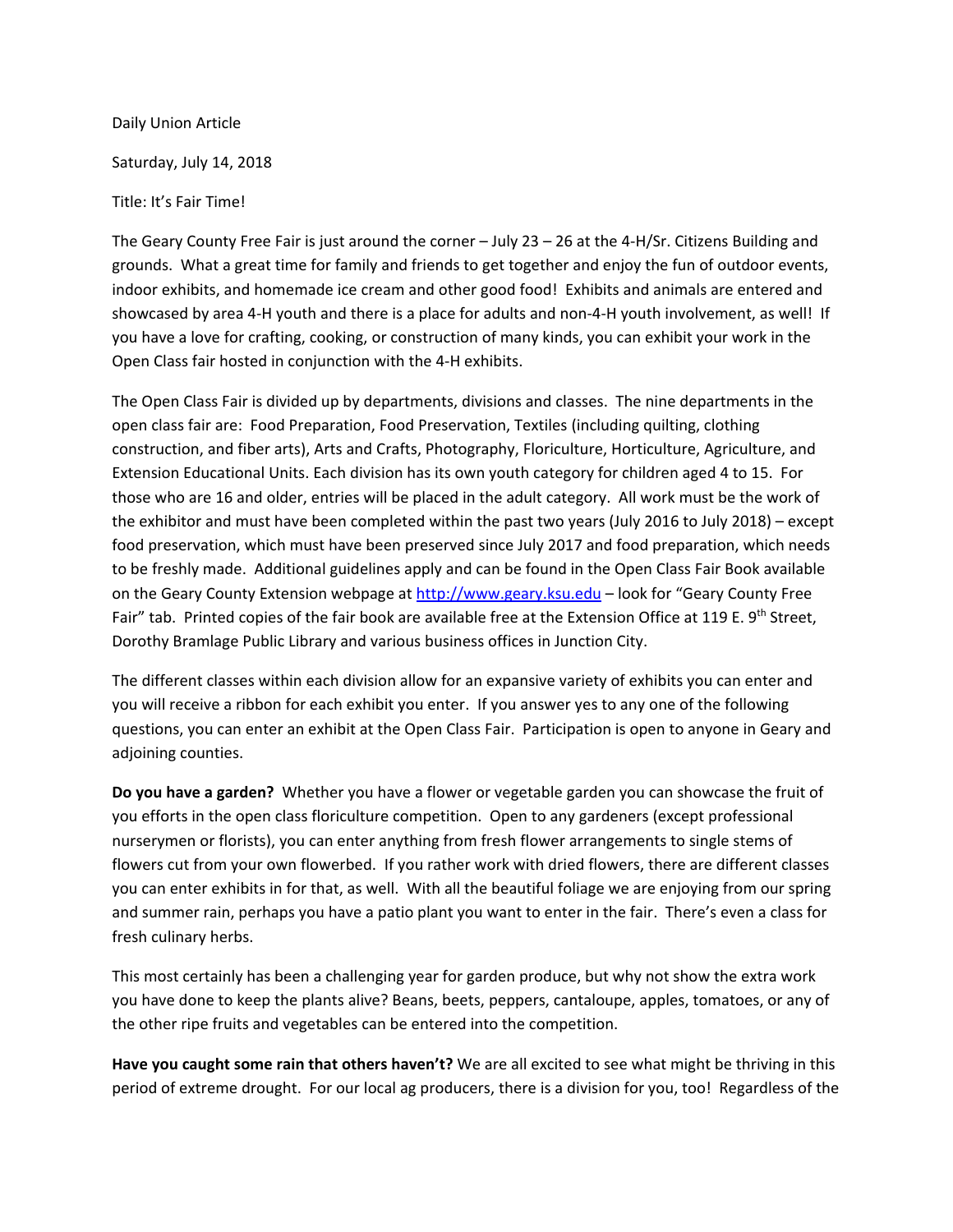Daily Union Article

Saturday, July 14, 2018

Title: It's Fair Time!

The Geary County Free Fair is just around the corner – July 23 – 26 at the 4-H/Sr. Citizens Building and grounds. What a great time for family and friends to get together and enjoy the fun of outdoor events, indoor exhibits, and homemade ice cream and other good food! Exhibits and animals are entered and showcased by area 4-H youth and there is a place for adults and non-4-H youth involvement, as well! If you have a love for crafting, cooking, or construction of many kinds, you can exhibit your work in the Open Class fair hosted in conjunction with the 4-H exhibits.

The Open Class Fair is divided up by departments, divisions and classes. The nine departments in the open class fair are: Food Preparation, Food Preservation, Textiles (including quilting, clothing construction, and fiber arts), Arts and Crafts, Photography, Floriculture, Horticulture, Agriculture, and Extension Educational Units. Each division has its own youth category for children aged 4 to 15. For those who are 16 and older, entries will be placed in the adult category. All work must be the work of the exhibitor and must have been completed within the past two years (July 2016 to July 2018) – except food preservation, which must have been preserved since July 2017 and food preparation, which needs to be freshly made. Additional guidelines apply and can be found in the Open Class Fair Book available on the Geary County Extension webpage at http://www.geary.ksu.edu – look for "Geary County Free Fair" tab. Printed copies of the fair book are available free at the Extension Office at 119 E. 9th Street, Dorothy Bramlage Public Library and various business offices in Junction City.

The different classes within each division allow for an expansive variety of exhibits you can enter and you will receive a ribbon for each exhibit you enter. If you answer yes to any one of the following questions, you can enter an exhibit at the Open Class Fair. Participation is open to anyone in Geary and adjoining counties.

**Do you have a garden?** Whether you have a flower or vegetable garden you can showcase the fruit of you efforts in the open class floriculture competition. Open to any gardeners (except professional nurserymen or florists), you can enter anything from fresh flower arrangements to single stems of flowers cut from your own flowerbed. If you rather work with dried flowers, there are different classes you can enter exhibits in for that, as well. With all the beautiful foliage we are enjoying from our spring and summer rain, perhaps you have a patio plant you want to enter in the fair. There's even a class for fresh culinary herbs.

This most certainly has been a challenging year for garden produce, but why not show the extra work you have done to keep the plants alive? Beans, beets, peppers, cantaloupe, apples, tomatoes, or any of the other ripe fruits and vegetables can be entered into the competition.

**Have you caught some rain that others haven't?** We are all excited to see what might be thriving in this period of extreme drought. For our local ag producers, there is a division for you, too! Regardless of the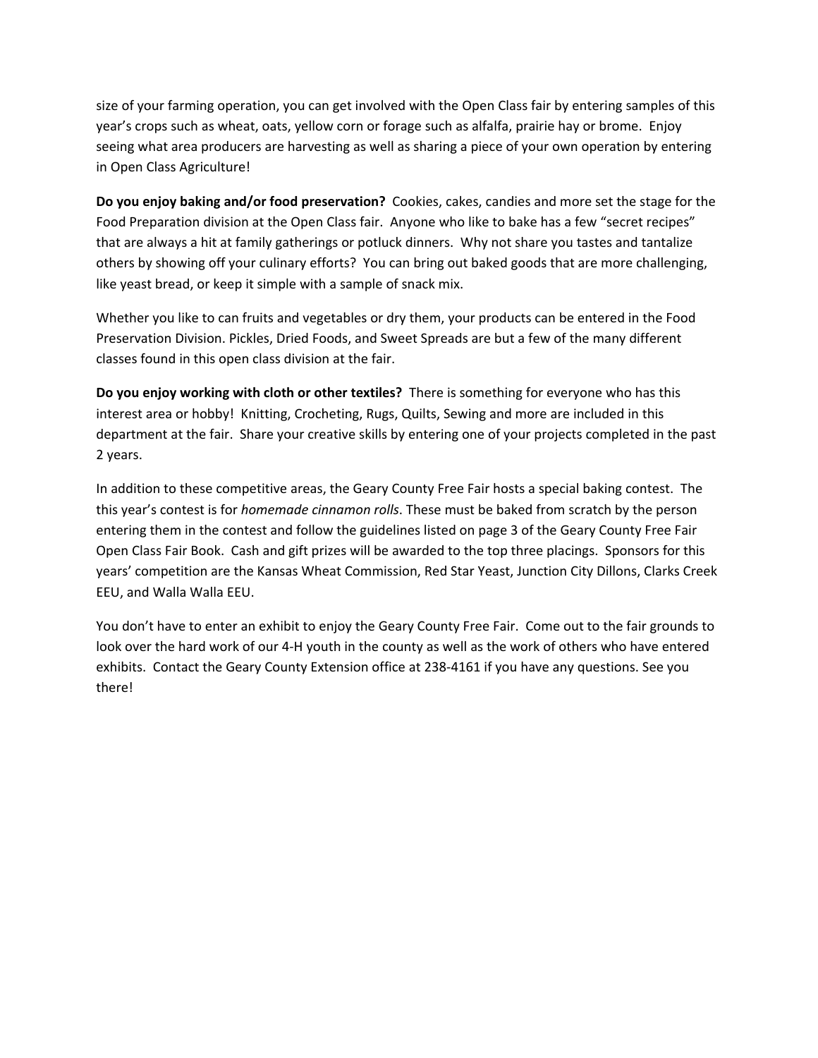size of your farming operation, you can get involved with the Open Class fair by entering samples of this year's crops such as wheat, oats, yellow corn or forage such as alfalfa, prairie hay or brome. Enjoy seeing what area producers are harvesting as well as sharing a piece of your own operation by entering in Open Class Agriculture!

**Do you enjoy baking and/or food preservation?** Cookies, cakes, candies and more set the stage for the Food Preparation division at the Open Class fair. Anyone who like to bake has a few "secret recipes" that are always a hit at family gatherings or potluck dinners. Why not share you tastes and tantalize others by showing off your culinary efforts? You can bring out baked goods that are more challenging, like yeast bread, or keep it simple with a sample of snack mix.

Whether you like to can fruits and vegetables or dry them, your products can be entered in the Food Preservation Division. Pickles, Dried Foods, and Sweet Spreads are but a few of the many different classes found in this open class division at the fair.

**Do you enjoy working with cloth or other textiles?** There is something for everyone who has this interest area or hobby! Knitting, Crocheting, Rugs, Quilts, Sewing and more are included in this department at the fair. Share your creative skills by entering one of your projects completed in the past 2 years.

In addition to these competitive areas, the Geary County Free Fair hosts a special baking contest. The this year's contest is for *homemade cinnamon rolls*. These must be baked from scratch by the person entering them in the contest and follow the guidelines listed on page 3 of the Geary County Free Fair Open Class Fair Book. Cash and gift prizes will be awarded to the top three placings. Sponsors for this years' competition are the Kansas Wheat Commission, Red Star Yeast, Junction City Dillons, Clarks Creek EEU, and Walla Walla EEU.

You don't have to enter an exhibit to enjoy the Geary County Free Fair. Come out to the fair grounds to look over the hard work of our 4-H youth in the county as well as the work of others who have entered exhibits. Contact the Geary County Extension office at 238-4161 if you have any questions. See you there!